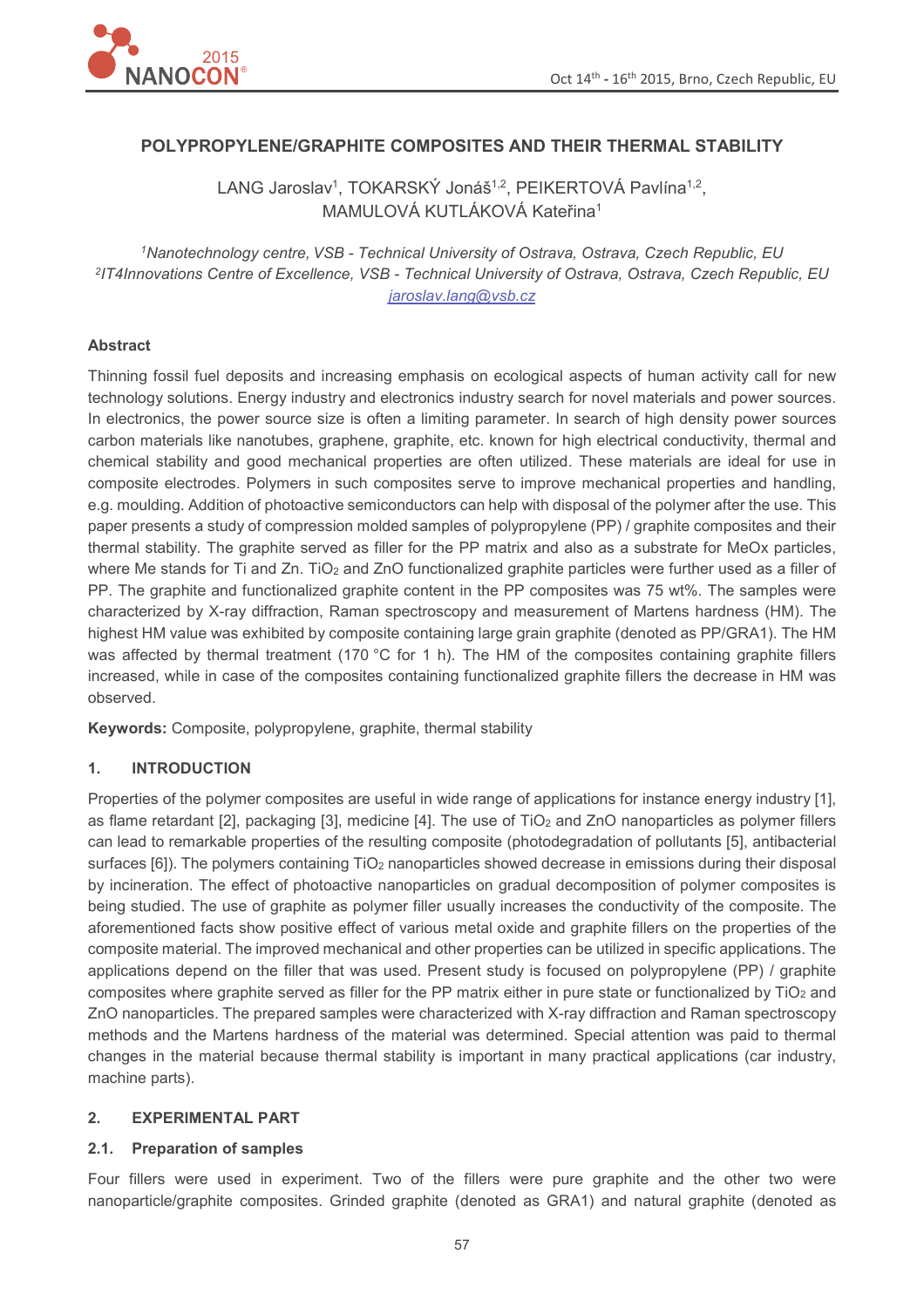# POLYPROPYLENE/GRAPHITE COMPOSITES AND THEIR THERMAL STABILITY

LANG Jaroslav[1], TOKARSKÝ Jonáš[1,2], PEIKERTOVÁ Pavlína[1,2], MAMULOVÁ KUTLÁKOVÁ Kateřina[1]

*[1]Nanotechnology centre, VSB - Technical University of Ostrava, Ostrava, Czech Republic, EU*
*[2]IT4Innovations Centre of Excellence, VSB - Technical University of Ostrava, Ostrava, Czech Republic, EU*
*jaroslav.lang@vsb.cz*

## Abstract

Thinning fossil fuel deposits and increasing emphasis on ecological aspects of human activity call for new technology solutions. Energy industry and electronics industry search for novel materials and power sources. In electronics, the power source size is often a limiting parameter. In search of high density power sources carbon materials like nanotubes, graphene, graphite, etc. known for high electrical conductivity, thermal and chemical stability and good mechanical properties are often utilized. These materials are ideal for use in composite electrodes. Polymers in such composites serve to improve mechanical properties and handling, e.g. moulding. Addition of photoactive semiconductors can help with disposal of the polymer after the use. This paper presents a study of compression molded samples of polypropylene (PP) / graphite composites and their thermal stability. The graphite served as filler for the PP matrix and also as a substrate for MeOx particles, where Me stands for Ti and Zn. $TiO_2$ and ZnO functionalized graphite particles were further used as a filler of PP. The graphite and functionalized graphite content in the PP composites was 75 wt%. The samples were characterized by X-ray diffraction, Raman spectroscopy and measurement of Martens hardness (HM). The highest HM value was exhibited by composite containing large grain graphite (denoted as PP/GRA1). The HM was affected by thermal treatment (170 °C for 1 h). The HM of the composites containing graphite fillers increased, while in case of the composites containing functionalized graphite fillers the decrease in HM was observed.

**Keywords:** Composite, polypropylene, graphite, thermal stability

## 1. INTRODUCTION

Properties of the polymer composites are useful in wide range of applications for instance energy industry [1], as flame retardant [2], packaging [3], medicine [4]. The use of $TiO_2$ and ZnO nanoparticles as polymer fillers can lead to remarkable properties of the resulting composite (photodegradation of pollutants [5], antibacterial surfaces [6]). The polymers containing $TiO_2$ nanoparticles showed decrease in emissions during their disposal by incineration. The effect of photoactive nanoparticles on gradual decomposition of polymer composites is being studied. The use of graphite as polymer filler usually increases the conductivity of the composite. The aforementioned facts show positive effect of various metal oxide and graphite fillers on the properties of the composite material. The improved mechanical and other properties can be utilized in specific applications. The applications depend on the filler that was used. Present study is focused on polypropylene (PP) / graphite composites where graphite served as filler for the PP matrix either in pure state or functionalized by $TiO_2$ and ZnO nanoparticles. The prepared samples were characterized with X-ray diffraction and Raman spectroscopy methods and the Martens hardness of the material was determined. Special attention was paid to thermal changes in the material because thermal stability is important in many practical applications (car industry, machine parts).

## 2. EXPERIMENTAL PART

### 2.1. Preparation of samples

Four fillers were used in experiment. Two of the fillers were pure graphite and the other two were nanoparticle/graphite composites. Grinded graphite (denoted as GRA1) and natural graphite (denoted as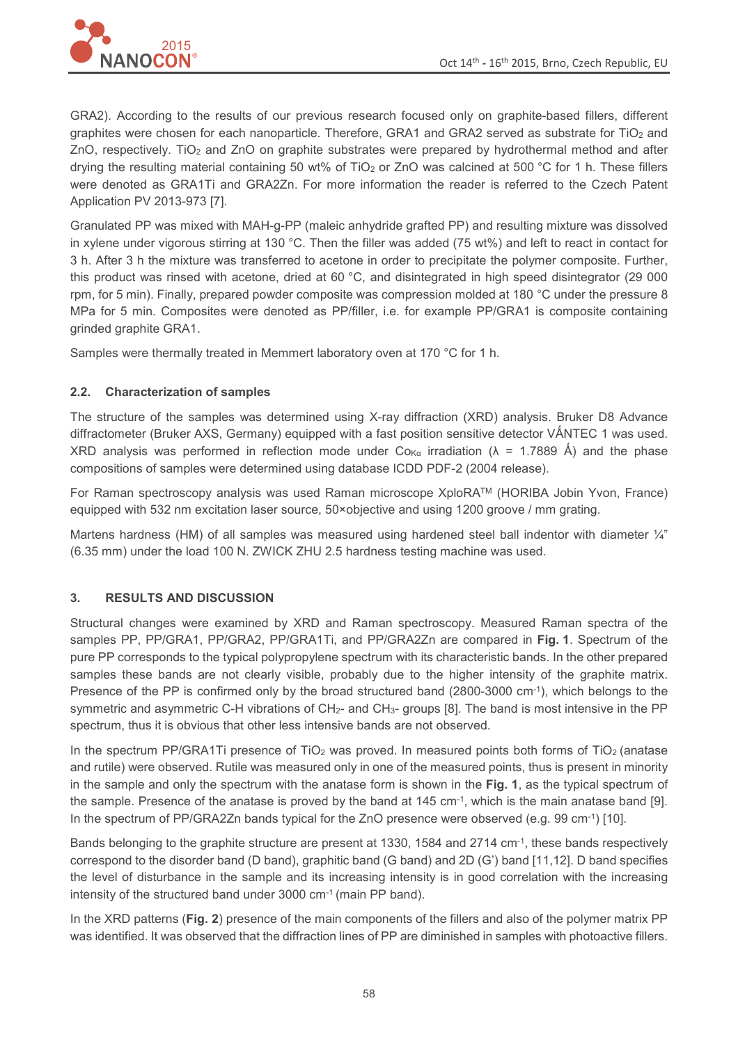GRA2). According to the results of our previous research focused only on graphite-based fillers, different graphites were chosen for each nanoparticle. Therefore, GRA1 and GRA2 served as substrate for $TiO_2$ and ZnO, respectively. $TiO_2$ and ZnO on graphite substrates were prepared by hydrothermal method and after drying the resulting material containing 50 wt% of $TiO_2$ or ZnO was calcined at 500 °C for 1 h. These fillers were denoted as GRA1Ti and GRA2Zn. For more information the reader is referred to the Czech Patent Application PV 2013-973 [7].

Granulated PP was mixed with MAH-g-PP (maleic anhydride grafted PP) and resulting mixture was dissolved in xylene under vigorous stirring at 130 °C. Then the filler was added (75 wt%) and left to react in contact for 3 h. After 3 h the mixture was transferred to acetone in order to precipitate the polymer composite. Further, this product was rinsed with acetone, dried at 60 °C, and disintegrated in high speed disintegrator (29 000 rpm, for 5 min). Finally, prepared powder composite was compression molded at 180 °C under the pressure 8 MPa for 5 min. Composites were denoted as PP/filler, i.e. for example PP/GRA1 is composite containing grinded graphite GRA1.

Samples were thermally treated in Memmert laboratory oven at 170 °C for 1 h.

### 2.2. Characterization of samples

The structure of the samples was determined using X-ray diffraction (XRD) analysis. Bruker D8 Advance diffractometer (Bruker AXS, Germany) equipped with a fast position sensitive detector VÅNTEC 1 was used. XRD analysis was performed in reflection mode under $Co_{K\alpha}$ irradiation ($\lambda$ = 1.7889 Å) and the phase compositions of samples were determined using database ICDD PDF-2 (2004 release).

For Raman spectroscopy analysis was used Raman microscope XploRA™ (HORIBA Jobin Yvon, France) equipped with 532 nm excitation laser source, 50×objective and using 1200 groove / mm grating.

Martens hardness (HM) of all samples was measured using hardened steel ball indentor with diameter ¼" (6.35 mm) under the load 100 N. ZWICK ZHU 2.5 hardness testing machine was used.

## 3. RESULTS AND DISCUSSION

Structural changes were examined by XRD and Raman spectroscopy. Measured Raman spectra of the samples PP, PP/GRA1, PP/GRA2, PP/GRA1Ti, and PP/GRA2Zn are compared in **Fig. 1**. Spectrum of the pure PP corresponds to the typical polypropylene spectrum with its characteristic bands. In the other prepared samples these bands are not clearly visible, probably due to the higher intensity of the graphite matrix. Presence of the PP is confirmed only by the broad structured band (2800-3000 $cm^{-1}$), which belongs to the symmetric and asymmetric C-H vibrations of $CH_2$- and $CH_3$- groups [8]. The band is most intensive in the PP spectrum, thus it is obvious that other less intensive bands are not observed.

In the spectrum PP/GRA1Ti presence of $TiO_2$ was proved. In measured points both forms of $TiO_2$ (anatase and rutile) were observed. Rutile was measured only in one of the measured points, thus is present in minority in the sample and only the spectrum with the anatase form is shown in the **Fig. 1**, as the typical spectrum of the sample. Presence of the anatase is proved by the band at 145 $cm^{-1}$, which is the main anatase band [9]. In the spectrum of PP/GRA2Zn bands typical for the ZnO presence were observed (e.g. 99 $cm^{-1}$) [10].

Bands belonging to the graphite structure are present at 1330, 1584 and 2714 $cm^{-1}$, these bands respectively correspond to the disorder band (D band), graphitic band (G band) and 2D (G') band [11,12]. D band specifies the level of disturbance in the sample and its increasing intensity is in good correlation with the increasing intensity of the structured band under 3000 $cm^{-1}$ (main PP band).

In the XRD patterns (**Fig. 2**) presence of the main components of the fillers and also of the polymer matrix PP was identified. It was observed that the diffraction lines of PP are diminished in samples with photoactive fillers.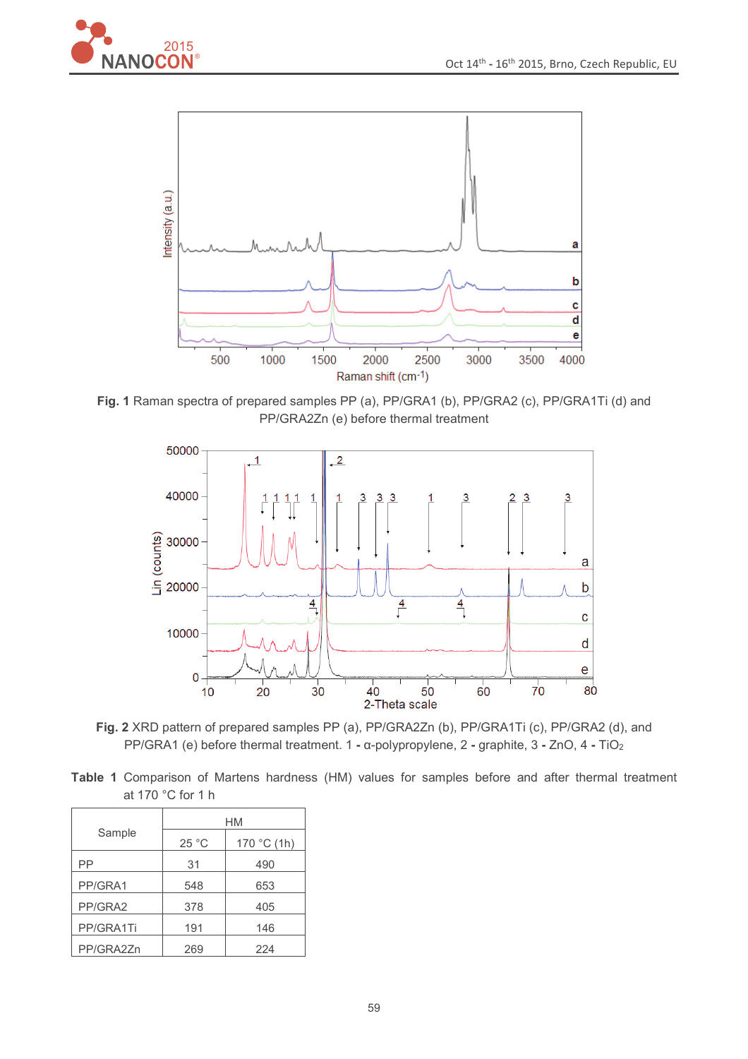Fig. 1 Raman spectra of prepared samples PP (a), PP/GRA1 (b), PP/GRA2 (c), PP/GRA1Ti (d) and PP/GRA2Zn (e) before thermal treatment

Fig. 2 XRD pattern of prepared samples PP (a), PP/GRA2Zn (b), PP/GRA1Ti (c), PP/GRA2 (d), and PP/GRA1 (e) before thermal treatment. 1 - α-polypropylene, 2 - graphite, 3 - ZnO, 4 - $TiO_2$

**Table 1** Comparison of Martens hardness (HM) values for samples before and after thermal treatment at 170 °C for 1 h

| Sample | HM | |
|---|---|---|
| | 25 °C | 170 °C (1h) |
| PP | 31 | 490 |
| PP/GRA1 | 548 | 653 |
| PP/GRA2 | 378 | 405 |
| PP/GRA1Ti | 191 | 146 |
| PP/GRA2Zn | 269 | 224 |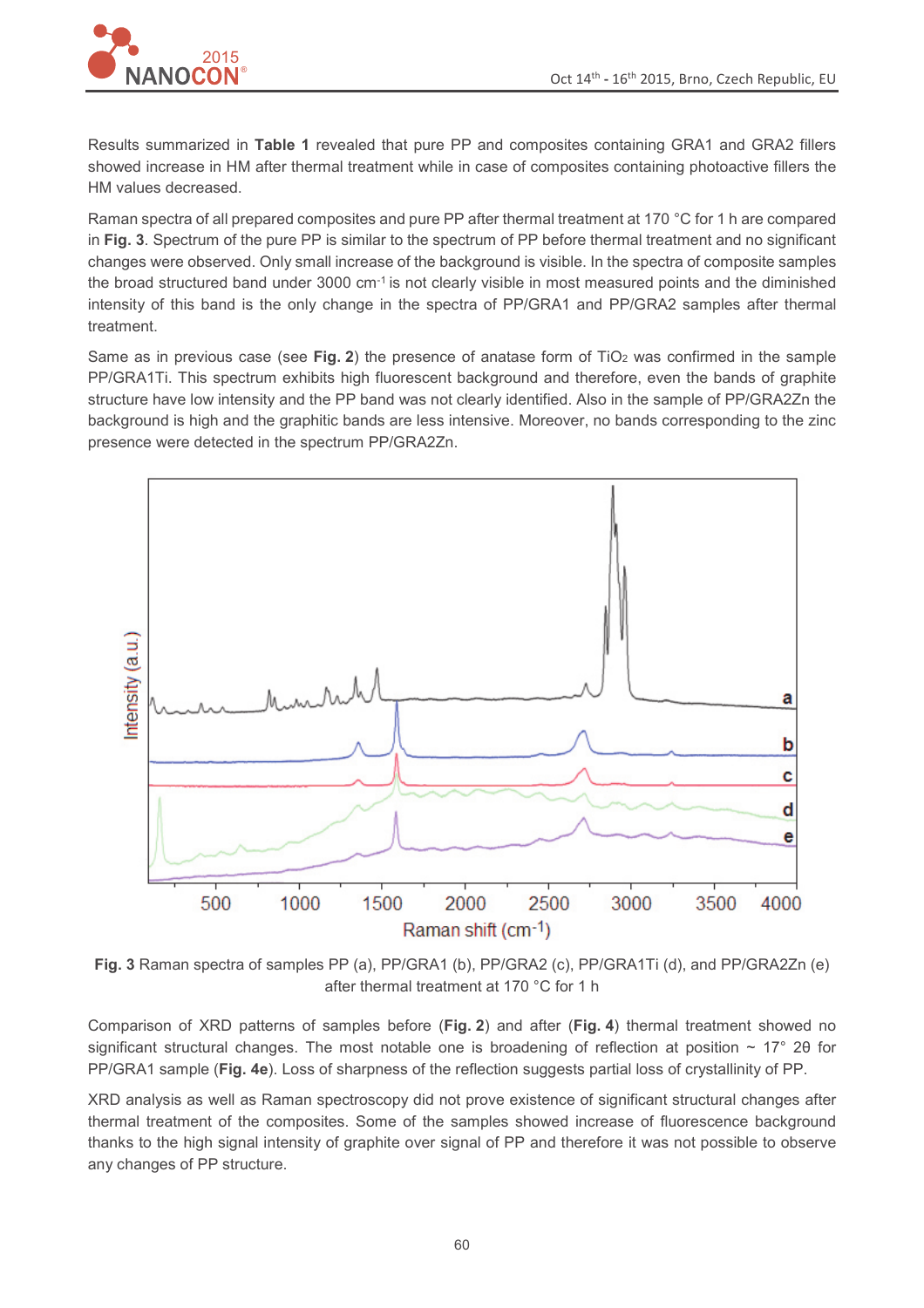Results summarized in **Table 1** revealed that pure PP and composites containing GRA1 and GRA2 fillers showed increase in HM after thermal treatment while in case of composites containing photoactive fillers the HM values decreased.

Raman spectra of all prepared composites and pure PP after thermal treatment at 170 °C for 1 h are compared in **Fig. 3**. Spectrum of the pure PP is similar to the spectrum of PP before thermal treatment and no significant changes were observed. Only small increase of the background is visible. In the spectra of composite samples the broad structured band under 3000 $cm^{-1}$ is not clearly visible in most measured points and the diminished intensity of this band is the only change in the spectra of PP/GRA1 and PP/GRA2 samples after thermal treatment.

Same as in previous case (see **Fig. 2**) the presence of anatase form of $TiO_2$ was confirmed in the sample PP/GRA1Ti. This spectrum exhibits high fluorescent background and therefore, even the bands of graphite structure have low intensity and the PP band was not clearly identified. Also in the sample of PP/GRA2Zn the background is high and the graphitic bands are less intensive. Moreover, no bands corresponding to the zinc presence were detected in the spectrum PP/GRA2Zn.

**Fig. 3** Raman spectra of samples PP (a), PP/GRA1 (b), PP/GRA2 (c), PP/GRA1Ti (d), and PP/GRA2Zn (e) after thermal treatment at 170 °C for 1 h

Comparison of XRD patterns of samples before (**Fig. 2**) and after (**Fig. 4**) thermal treatment showed no significant structural changes. The most notable one is broadening of reflection at position ~ 17° 2θ for PP/GRA1 sample (**Fig. 4e**). Loss of sharpness of the reflection suggests partial loss of crystallinity of PP.

XRD analysis as well as Raman spectroscopy did not prove existence of significant structural changes after thermal treatment of the composites. Some of the samples showed increase of fluorescence background thanks to the high signal intensity of graphite over signal of PP and therefore it was not possible to observe any changes of PP structure.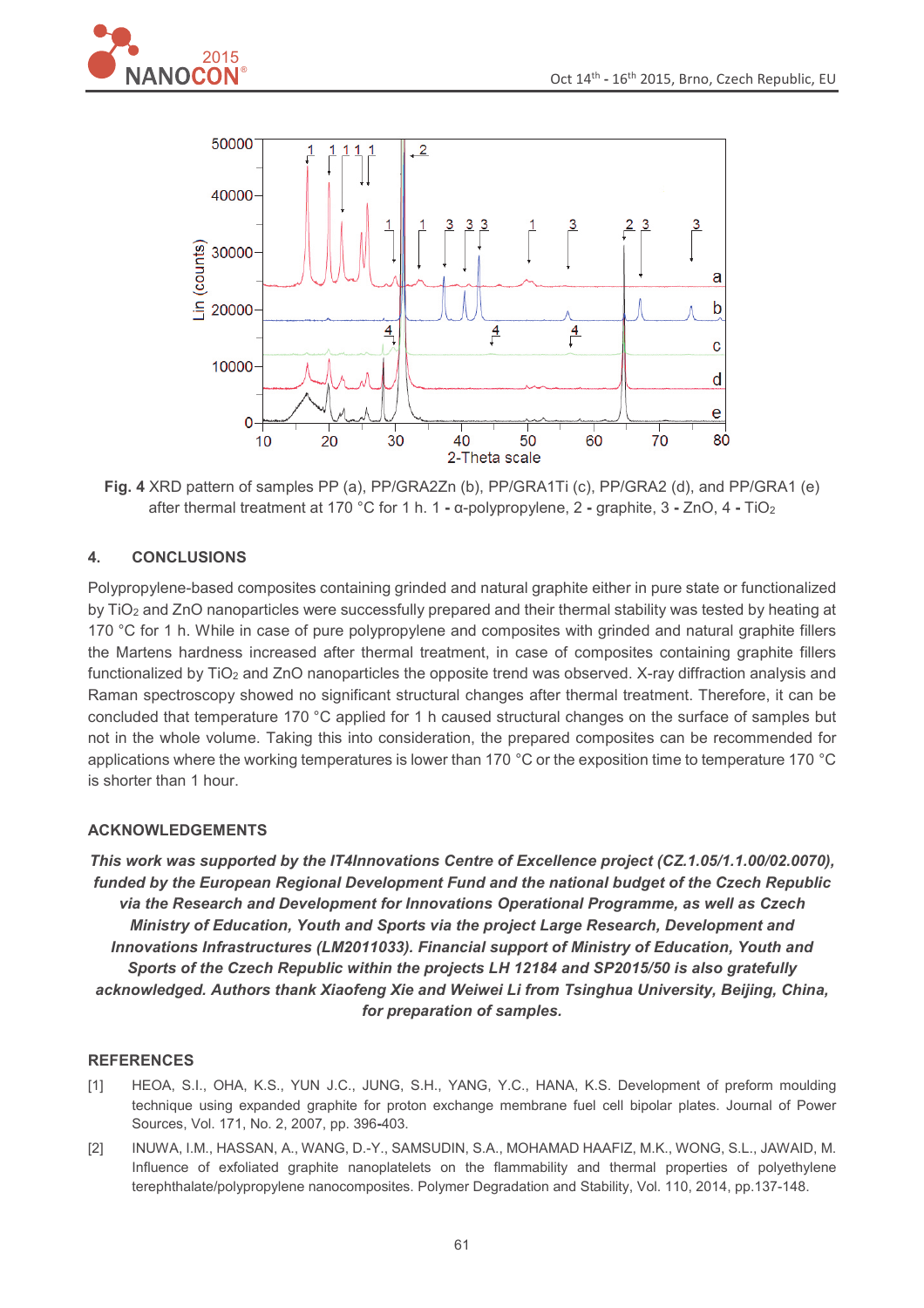**Fig. 4** XRD pattern of samples PP (a), PP/GRA2Zn (b), PP/GRA1Ti (c), PP/GRA2 (d), and PP/GRA1 (e) after thermal treatment at 170 °C for 1 h. 1 **-** α-polypropylene, 2 **-** graphite, 3 **-** ZnO, 4 **-** $TiO_2$

## 4. CONCLUSIONS

Polypropylene-based composites containing grinded and natural graphite either in pure state or functionalized by $TiO_2$ and ZnO nanoparticles were successfully prepared and their thermal stability was tested by heating at 170 °C for 1 h. While in case of pure polypropylene and composites with grinded and natural graphite fillers the Martens hardness increased after thermal treatment, in case of composites containing graphite fillers functionalized by $TiO_2$ and ZnO nanoparticles the opposite trend was observed. X-ray diffraction analysis and Raman spectroscopy showed no significant structural changes after thermal treatment. Therefore, it can be concluded that temperature 170 °C applied for 1 h caused structural changes on the surface of samples but not in the whole volume. Taking this into consideration, the prepared composites can be recommended for applications where the working temperatures is lower than 170 °C or the exposition time to temperature 170 °C is shorter than 1 hour.

## ACKNOWLEDGEMENTS

***This work was supported by the IT4Innovations Centre of Excellence project (CZ.1.05/1.1.00/02.0070), funded by the European Regional Development Fund and the national budget of the Czech Republic via the Research and Development for Innovations Operational Programme, as well as Czech Ministry of Education, Youth and Sports via the project Large Research, Development and Innovations Infrastructures (LM2011033). Financial support of Ministry of Education, Youth and Sports of the Czech Republic within the projects LH 12184 and SP2015/50 is also gratefully acknowledged. Authors thank Xiaofeng Xie and Weiwei Li from Tsinghua University, Beijing, China, for preparation of samples.***

## REFERENCES

[1] HEOA, S.I., OHA, K.S., YUN J.C., JUNG, S.H., YANG, Y.C., HANA, K.S. Development of preform moulding technique using expanded graphite for proton exchange membrane fuel cell bipolar plates. Journal of Power Sources, Vol. 171, No. 2, 2007, pp. 396-403.

[2] INUWA, I.M., HASSAN, A., WANG, D.-Y., SAMSUDIN, S.A., MOHAMAD HAAFIZ, M.K., WONG, S.L., JAWAID, M. Influence of exfoliated graphite nanoplatelets on the flammability and thermal properties of polyethylene terephthalate/polypropylene nanocomposites. Polymer Degradation and Stability, Vol. 110, 2014, pp.137-148.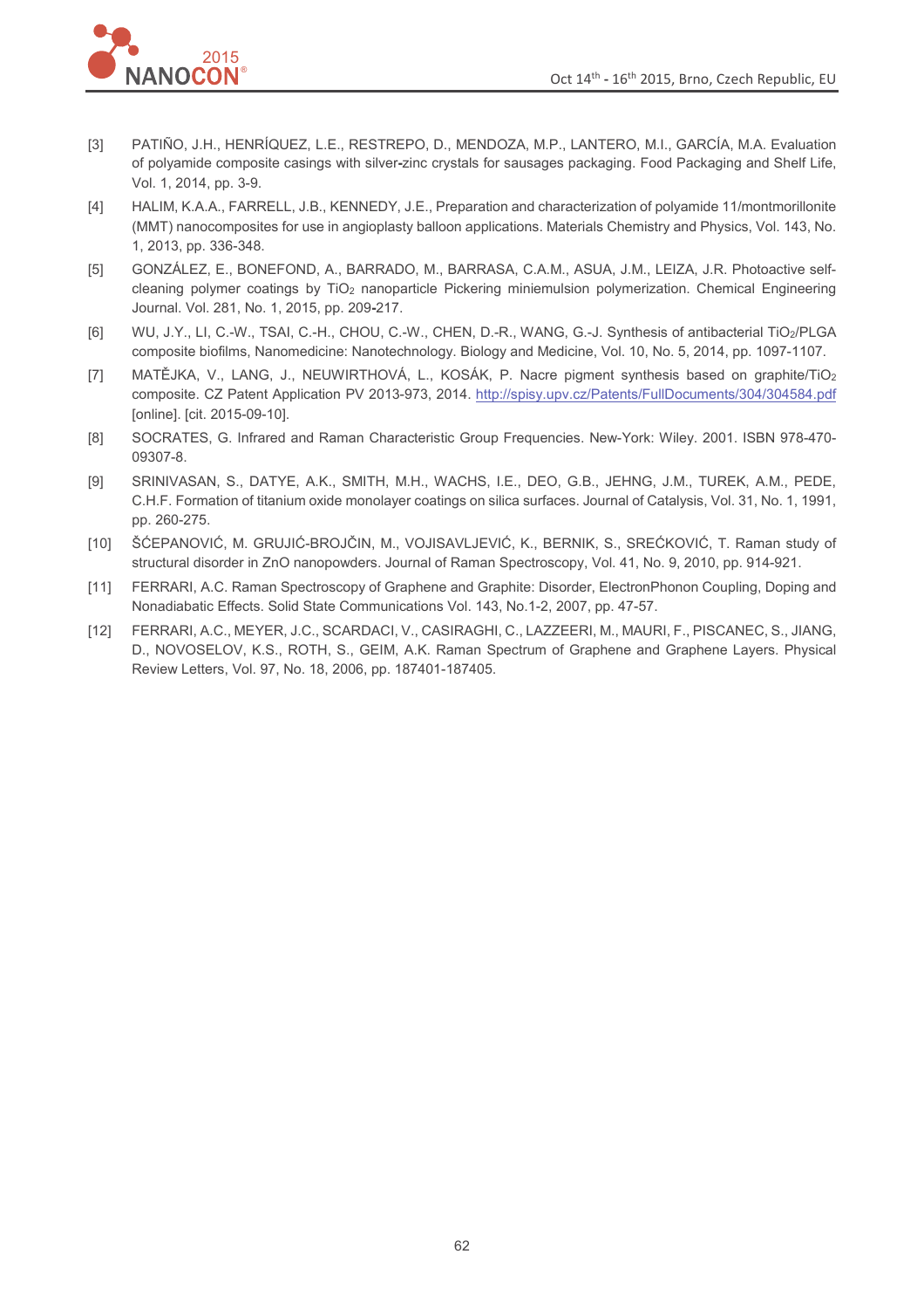[3] PATIÑO, J.H., HENRÍQUEZ, L.E., RESTREPO, D., MENDOZA, M.P., LANTERO, M.I., GARCÍA, M.A. Evaluation of polyamide composite casings with silver-zinc crystals for sausages packaging. Food Packaging and Shelf Life, Vol. 1, 2014, pp. 3-9.

[4] HALIM, K.A.A., FARRELL, J.B., KENNEDY, J.E., Preparation and characterization of polyamide 11/montmorillonite (MMT) nanocomposites for use in angioplasty balloon applications. Materials Chemistry and Physics, Vol. 143, No. 1, 2013, pp. 336-348.

[5] GONZÁLEZ, E., BONEFOND, A., BARRADO, M., BARRASA, C.A.M., ASUA, J.M., LEIZA, J.R. Photoactive self-cleaning polymer coatings by $TiO_2$ nanoparticle Pickering miniemulsion polymerization. Chemical Engineering Journal. Vol. 281, No. 1, 2015, pp. 209-217.

[6] WU, J.Y., LI, C.-W., TSAI, C.-H., CHOU, C.-W., CHEN, D.-R., WANG, G.-J. Synthesis of antibacterial $TiO_2$/PLGA composite biofilms, Nanomedicine: Nanotechnology. Biology and Medicine, Vol. 10, No. 5, 2014, pp. 1097-1107.

[7] MATĚJKA, V., LANG, J., NEUWIRTHOVÁ, L., KOSÁK, P. Nacre pigment synthesis based on graphite/$TiO_2$ composite. CZ Patent Application PV 2013-973, 2014. http://spisy.upv.cz/Patents/FullDocuments/304/304584.pdf [online]. [cit. 2015-09-10].

[8] SOCRATES, G. Infrared and Raman Characteristic Group Frequencies. New-York: Wiley. 2001. ISBN 978-470-09307-8.

[9] SRINIVASAN, S., DATYE, A.K., SMITH, M.H., WACHS, I.E., DEO, G.B., JEHNG, J.M., TUREK, A.M., PEDE, C.H.F. Formation of titanium oxide monolayer coatings on silica surfaces. Journal of Catalysis, Vol. 31, No. 1, 1991, pp. 260-275.

[10] ŠĆEPANOVIĆ, M. GRUJIĆ-BROJČIN, M., VOJISAVLJEVIĆ, K., BERNIK, S., SREĆKOVIĆ, T. Raman study of structural disorder in ZnO nanopowders. Journal of Raman Spectroscopy, Vol. 41, No. 9, 2010, pp. 914-921.

[11] FERRARI, A.C. Raman Spectroscopy of Graphene and Graphite: Disorder, ElectronPhonon Coupling, Doping and Nonadiabatic Effects. Solid State Communications Vol. 143, No.1-2, 2007, pp. 47-57.

[12] FERRARI, A.C., MEYER, J.C., SCARDACI, V., CASIRAGHI, C., LAZZEERI, M., MAURI, F., PISCANEC, S., JIANG, D., NOVOSELOV, K.S., ROTH, S., GEIM, A.K. Raman Spectrum of Graphene and Graphene Layers. Physical Review Letters, Vol. 97, No. 18, 2006, pp. 187401-187405.